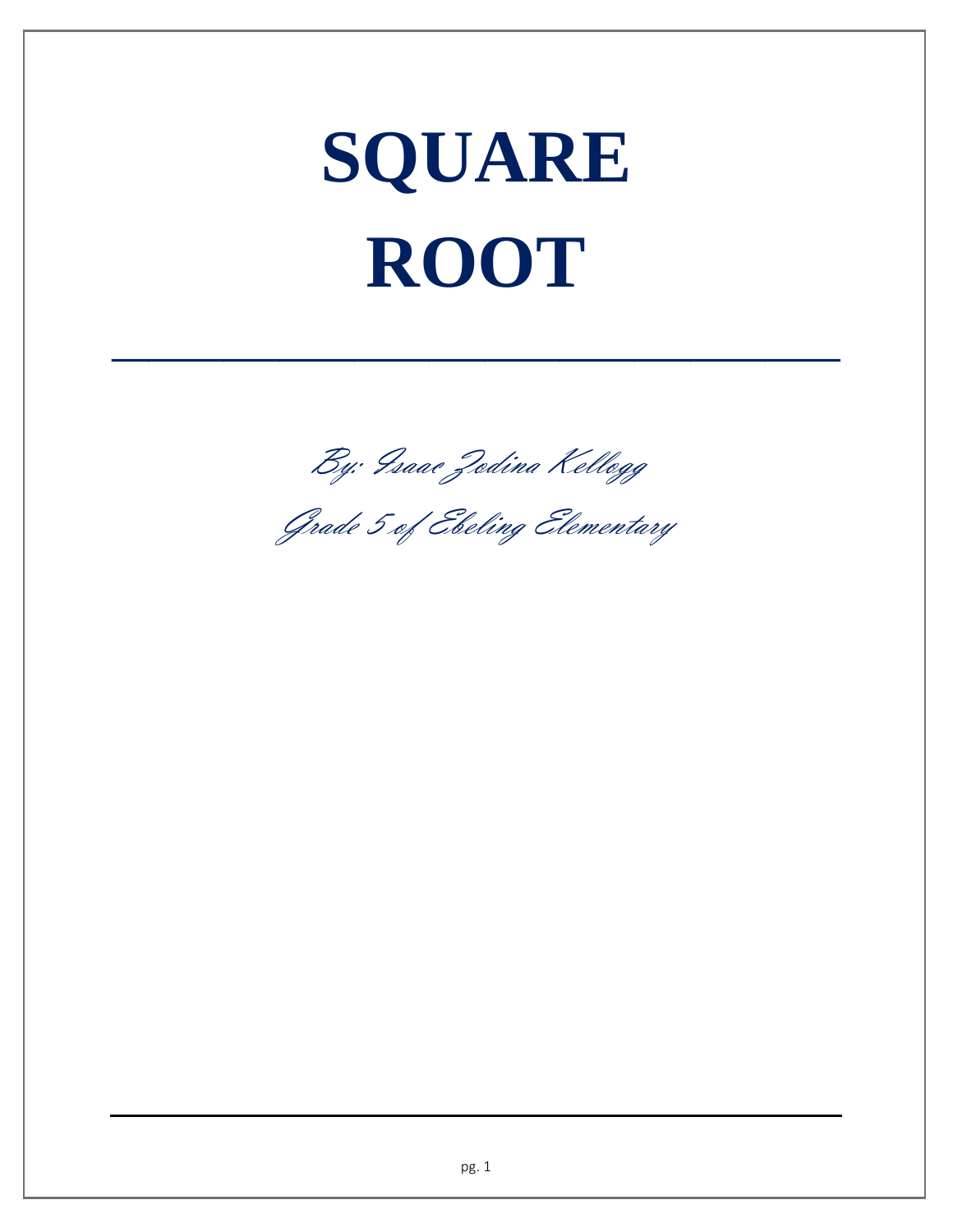# SQUARE ROOT

*By: Isaac Zodina Kellogg*

*Grade 5 of Ebeling Elementary*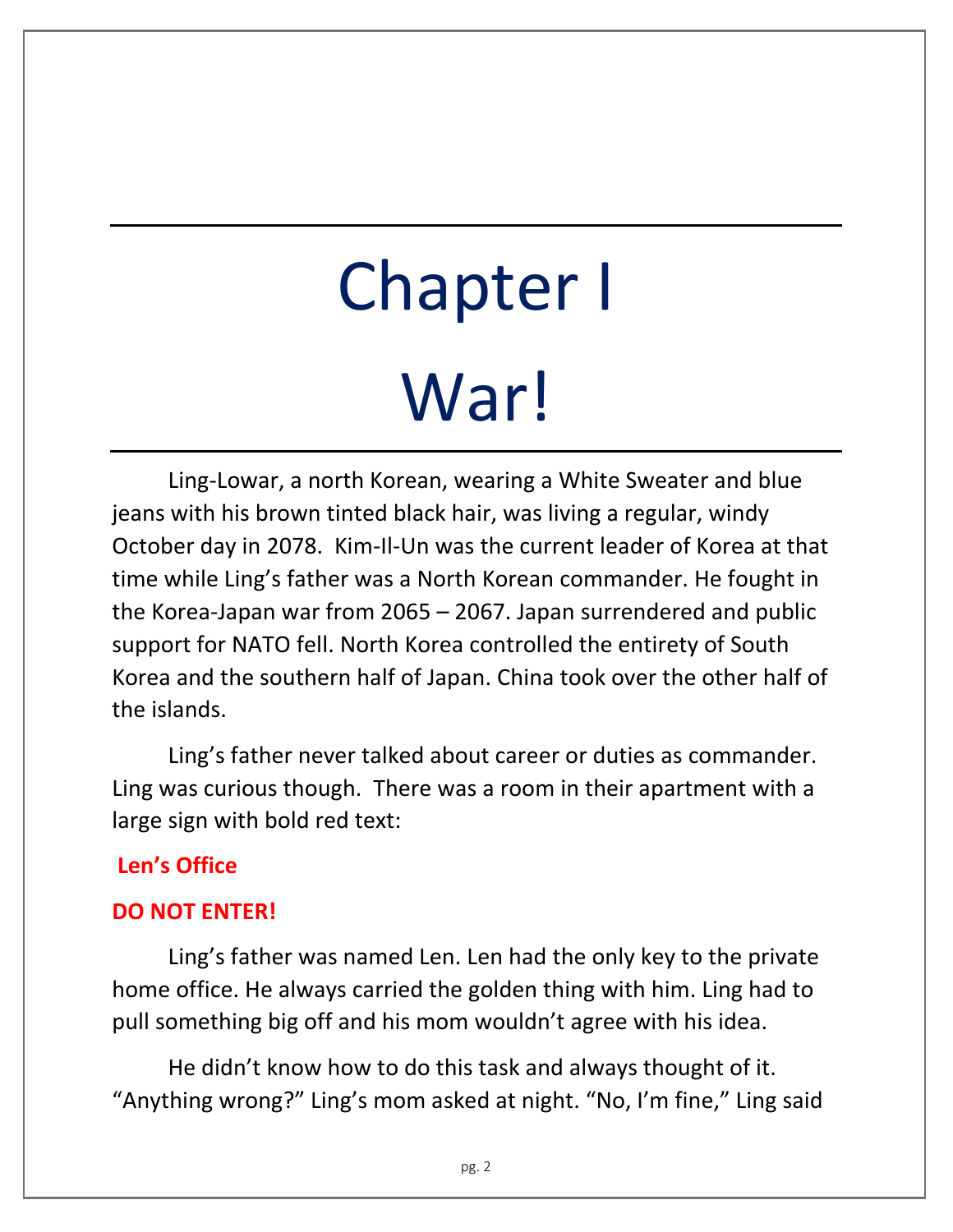# Chapter I

# War!

Ling-Lowar, a north Korean, wearing a White Sweater and blue jeans with his brown tinted black hair, was living a regular, windy October day in 2078. Kim-Il-Un was the current leader of Korea at that time while Ling's father was a North Korean commander. He fought in the Korea-Japan war from 2065 – 2067. Japan surrendered and public support for NATO fell. North Korea controlled the entirety of South Korea and the southern half of Japan. China took over the other half of the islands.

Ling's father never talked about career or duties as commander. Ling was curious though. There was a room in their apartment with a large sign with bold red text:

**Len's Office**

**DO NOT ENTER!**

Ling's father was named Len. Len had the only key to the private home office. He always carried the golden thing with him. Ling had to pull something big off and his mom wouldn't agree with his idea.

He didn't know how to do this task and always thought of it. "Anything wrong?" Ling's mom asked at night. "No, I'm fine," Ling said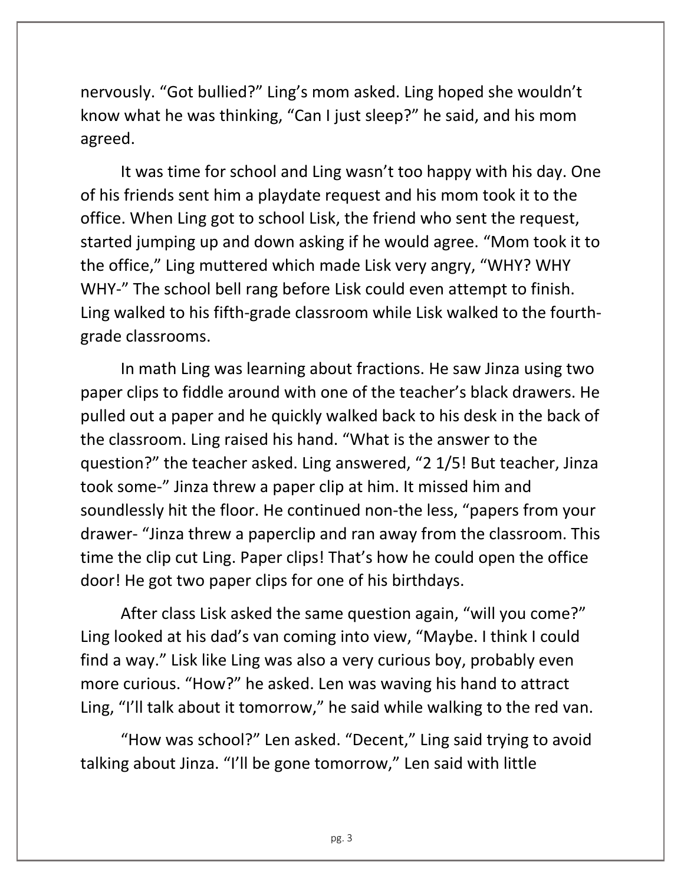nervously. “Got bullied?” Ling’s mom asked. Ling hoped she wouldn’t know what he was thinking, “Can I just sleep?” he said, and his mom agreed.

It was time for school and Ling wasn’t too happy with his day. One of his friends sent him a playdate request and his mom took it to the office. When Ling got to school Lisk, the friend who sent the request, started jumping up and down asking if he would agree. “Mom took it to the office,” Ling muttered which made Lisk very angry, “WHY? WHY WHY-” The school bell rang before Lisk could even attempt to finish. Ling walked to his fifth-grade classroom while Lisk walked to the fourth-grade classrooms.

In math Ling was learning about fractions. He saw Jinza using two paper clips to fiddle around with one of the teacher’s black drawers. He pulled out a paper and he quickly walked back to his desk in the back of the classroom. Ling raised his hand. “What is the answer to the question?” the teacher asked. Ling answered, “2 1/5! But teacher, Jinza took some-” Jinza threw a paper clip at him. It missed him and soundlessly hit the floor. He continued non-the less, “papers from your drawer- “Jinza threw a paperclip and ran away from the classroom. This time the clip cut Ling. Paper clips! That’s how he could open the office door! He got two paper clips for one of his birthdays.

After class Lisk asked the same question again, “will you come?” Ling looked at his dad’s van coming into view, “Maybe. I think I could find a way.” Lisk like Ling was also a very curious boy, probably even more curious. “How?” he asked. Len was waving his hand to attract Ling, “I’ll talk about it tomorrow,” he said while walking to the red van.

“How was school?” Len asked. “Decent,” Ling said trying to avoid talking about Jinza. “I’ll be gone tomorrow,” Len said with little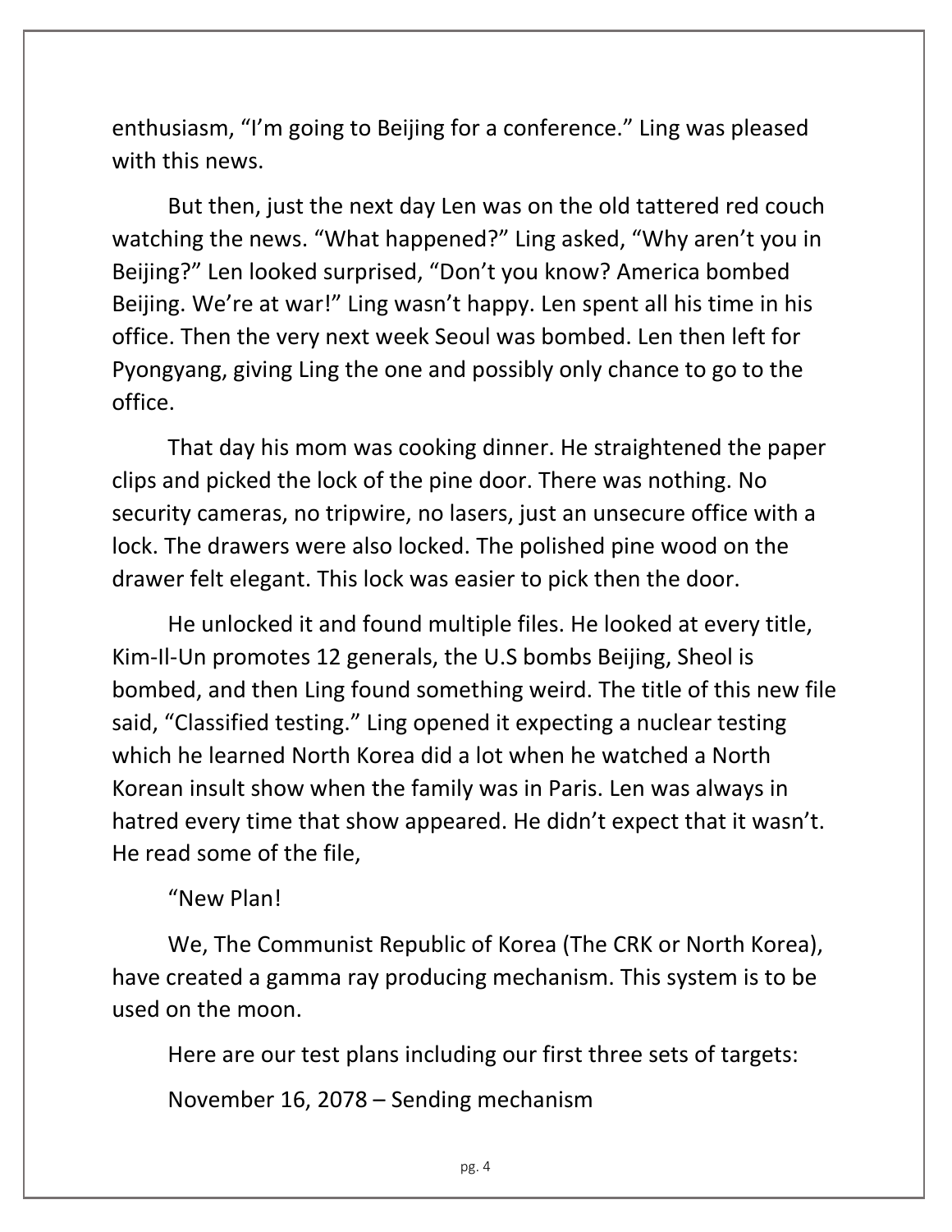enthusiasm, "I'm going to Beijing for a conference." Ling was pleased with this news.

But then, just the next day Len was on the old tattered red couch watching the news. "What happened?" Ling asked, "Why aren't you in Beijing?" Len looked surprised, "Don't you know? America bombed Beijing. We're at war!" Ling wasn't happy. Len spent all his time in his office. Then the very next week Seoul was bombed. Len then left for Pyongyang, giving Ling the one and possibly only chance to go to the office.

That day his mom was cooking dinner. He straightened the paper clips and picked the lock of the pine door. There was nothing. No security cameras, no tripwire, no lasers, just an unsecure office with a lock. The drawers were also locked. The polished pine wood on the drawer felt elegant. This lock was easier to pick then the door.

He unlocked it and found multiple files. He looked at every title, Kim-Il-Un promotes 12 generals, the U.S bombs Beijing, Sheol is bombed, and then Ling found something weird. The title of this new file said, "Classified testing." Ling opened it expecting a nuclear testing which he learned North Korea did a lot when he watched a North Korean insult show when the family was in Paris. Len was always in hatred every time that show appeared. He didn't expect that it wasn't. He read some of the file,

"New Plan!

We, The Communist Republic of Korea (The CRK or North Korea), have created a gamma ray producing mechanism. This system is to be used on the moon.

Here are our test plans including our first three sets of targets:

November 16, 2078 – Sending mechanism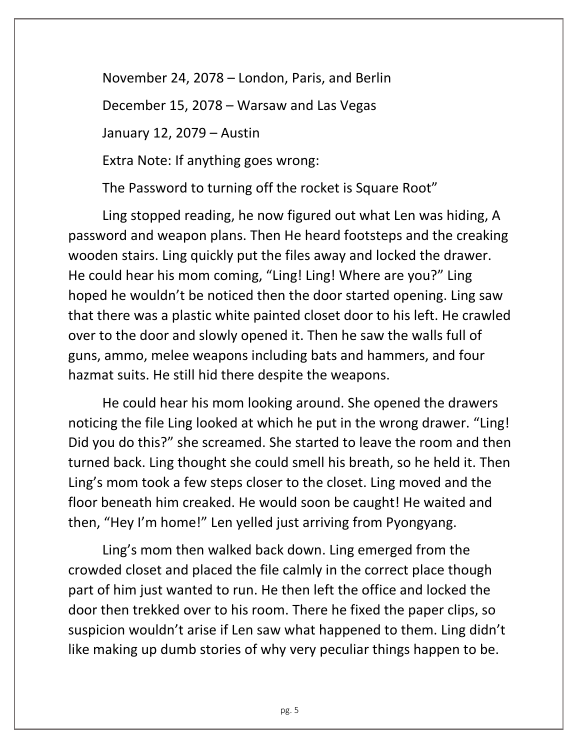November 24, 2078 – London, Paris, and Berlin

December 15, 2078 – Warsaw and Las Vegas

January 12, 2079 – Austin

Extra Note: If anything goes wrong:

The Password to turning off the rocket is Square Root"

Ling stopped reading, he now figured out what Len was hiding, A password and weapon plans. Then He heard footsteps and the creaking wooden stairs. Ling quickly put the files away and locked the drawer. He could hear his mom coming, "Ling! Ling! Where are you?" Ling hoped he wouldn't be noticed then the door started opening. Ling saw that there was a plastic white painted closet door to his left. He crawled over to the door and slowly opened it. Then he saw the walls full of guns, ammo, melee weapons including bats and hammers, and four hazmat suits. He still hid there despite the weapons.

He could hear his mom looking around. She opened the drawers noticing the file Ling looked at which he put in the wrong drawer. "Ling! Did you do this?" she screamed. She started to leave the room and then turned back. Ling thought she could smell his breath, so he held it. Then Ling's mom took a few steps closer to the closet. Ling moved and the floor beneath him creaked. He would soon be caught! He waited and then, "Hey I'm home!" Len yelled just arriving from Pyongyang.

Ling's mom then walked back down. Ling emerged from the crowded closet and placed the file calmly in the correct place though part of him just wanted to run. He then left the office and locked the door then trekked over to his room. There he fixed the paper clips, so suspicion wouldn't arise if Len saw what happened to them. Ling didn't like making up dumb stories of why very peculiar things happen to be.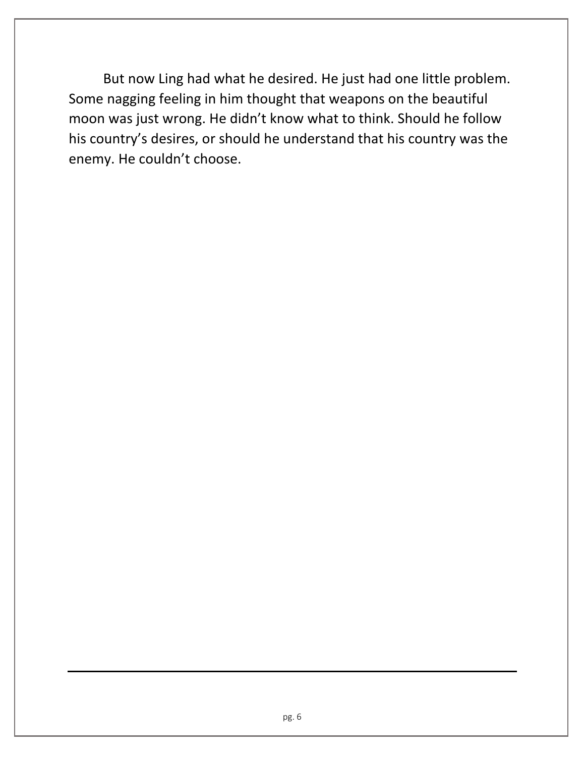But now Ling had what he desired. He just had one little problem. Some nagging feeling in him thought that weapons on the beautiful moon was just wrong. He didn't know what to think. Should he follow his country's desires, or should he understand that his country was the enemy. He couldn't choose.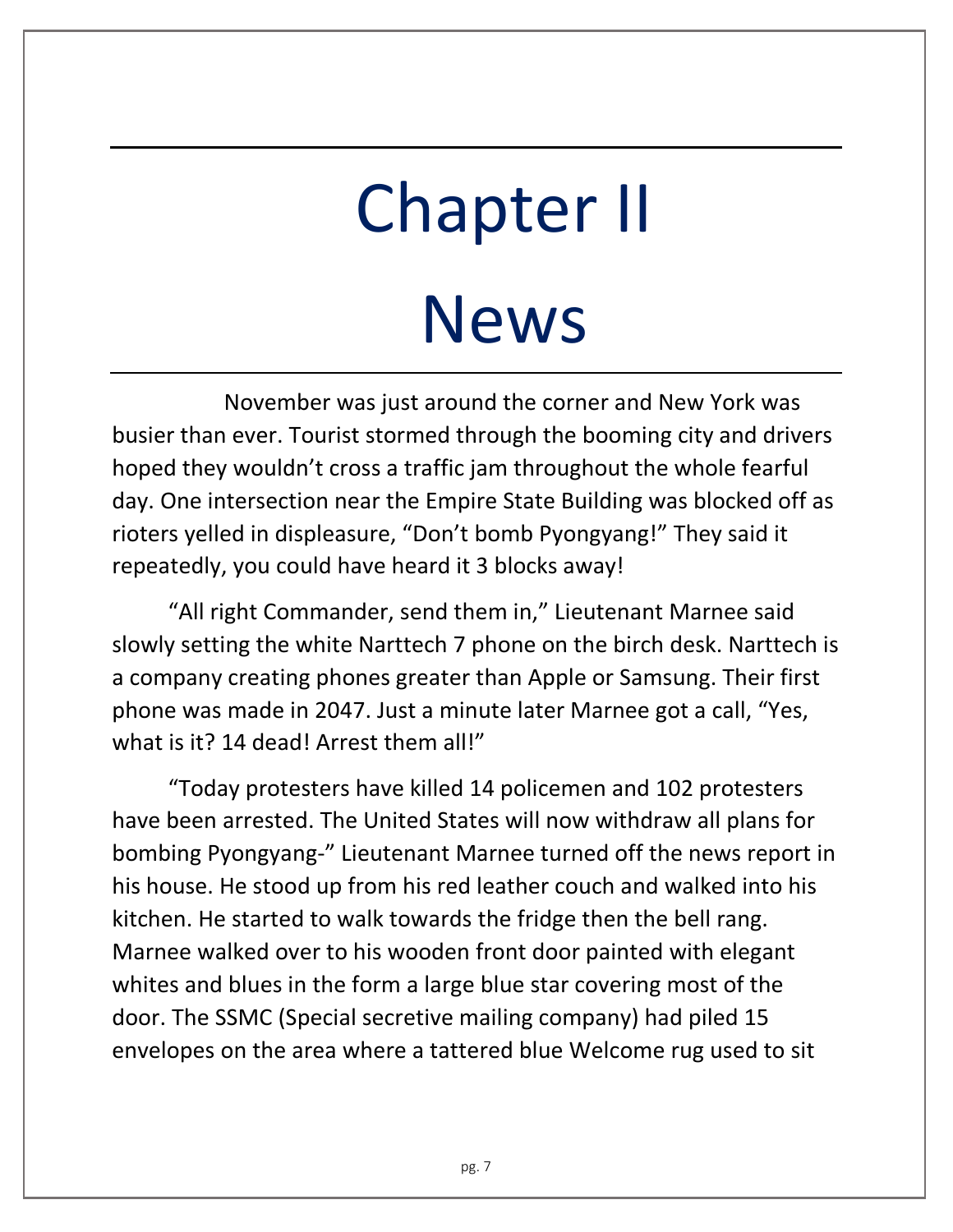# Chapter II

# News

November was just around the corner and New York was busier than ever. Tourist stormed through the booming city and drivers hoped they wouldn't cross a traffic jam throughout the whole fearful day. One intersection near the Empire State Building was blocked off as rioters yelled in displeasure, "Don't bomb Pyongyang!" They said it repeatedly, you could have heard it 3 blocks away!

"All right Commander, send them in," Lieutenant Marnee said slowly setting the white Narttech 7 phone on the birch desk. Narttech is a company creating phones greater than Apple or Samsung. Their first phone was made in 2047. Just a minute later Marnee got a call, "Yes, what is it? 14 dead! Arrest them all!"

"Today protesters have killed 14 policemen and 102 protesters have been arrested. The United States will now withdraw all plans for bombing Pyongyang-" Lieutenant Marnee turned off the news report in his house. He stood up from his red leather couch and walked into his kitchen. He started to walk towards the fridge then the bell rang. Marnee walked over to his wooden front door painted with elegant whites and blues in the form a large blue star covering most of the door. The SSMC (Special secretive mailing company) had piled 15 envelopes on the area where a tattered blue Welcome rug used to sit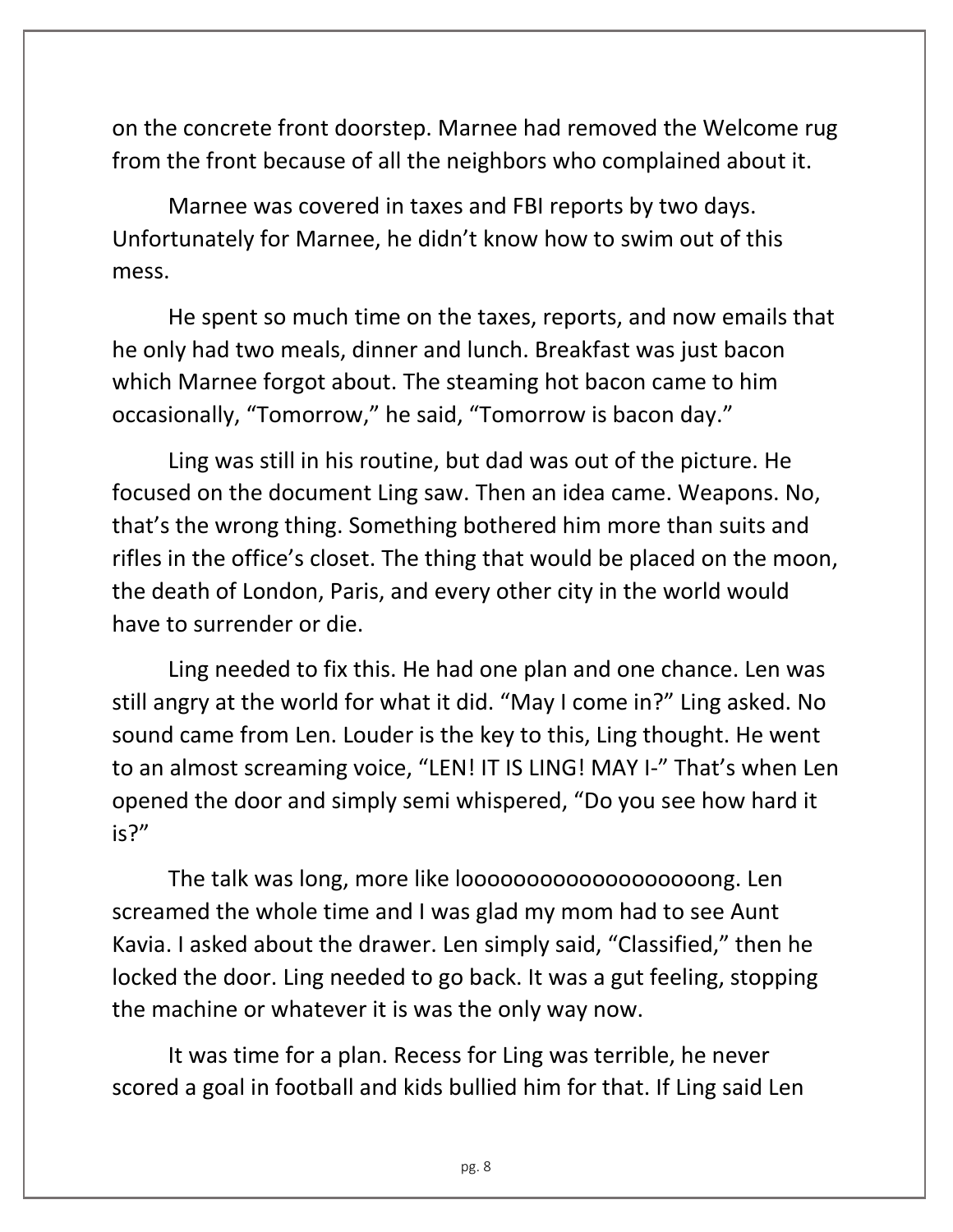on the concrete front doorstep. Marnee had removed the Welcome rug from the front because of all the neighbors who complained about it.

Marnee was covered in taxes and FBI reports by two days. Unfortunately for Marnee, he didn't know how to swim out of this mess.

He spent so much time on the taxes, reports, and now emails that he only had two meals, dinner and lunch. Breakfast was just bacon which Marnee forgot about. The steaming hot bacon came to him occasionally, "Tomorrow," he said, "Tomorrow is bacon day."

Ling was still in his routine, but dad was out of the picture. He focused on the document Ling saw. Then an idea came. Weapons. No, that's the wrong thing. Something bothered him more than suits and rifles in the office's closet. The thing that would be placed on the moon, the death of London, Paris, and every other city in the world would have to surrender or die.

Ling needed to fix this. He had one plan and one chance. Len was still angry at the world for what it did. "May I come in?" Ling asked. No sound came from Len. Louder is the key to this, Ling thought. He went to an almost screaming voice, "LEN! IT IS LING! MAY I-" That's when Len opened the door and simply semi whispered, "Do you see how hard it is?"

The talk was long, more like loooooooooooooooooooong. Len screamed the whole time and I was glad my mom had to see Aunt Kavia. I asked about the drawer. Len simply said, "Classified," then he locked the door. Ling needed to go back. It was a gut feeling, stopping the machine or whatever it is was the only way now.

It was time for a plan. Recess for Ling was terrible, he never scored a goal in football and kids bullied him for that. If Ling said Len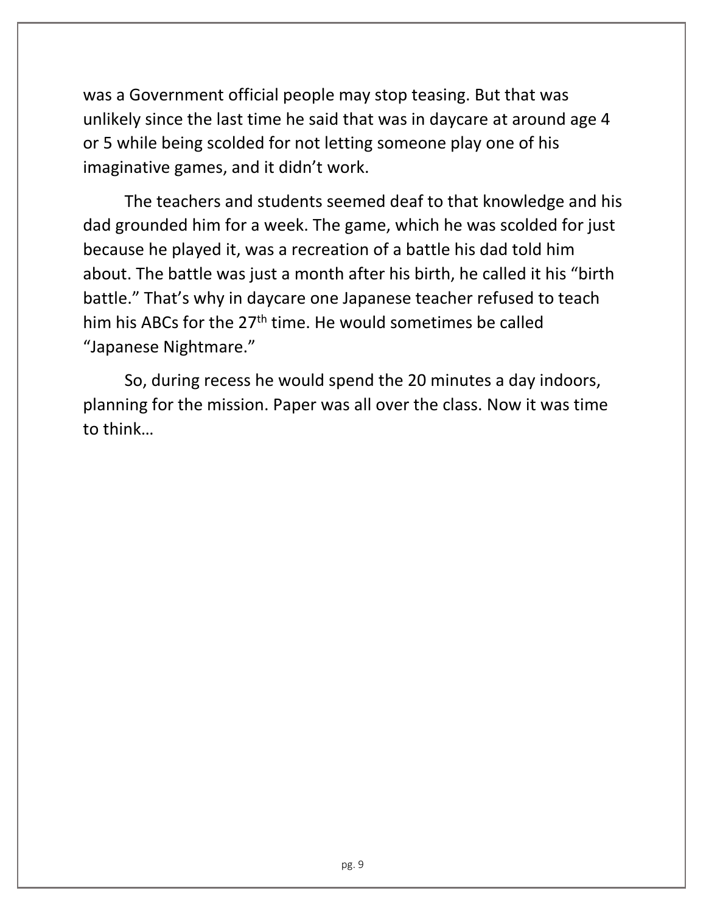was a Government official people may stop teasing. But that was unlikely since the last time he said that was in daycare at around age 4 or 5 while being scolded for not letting someone play one of his imaginative games, and it didn't work.

The teachers and students seemed deaf to that knowledge and his dad grounded him for a week. The game, which he was scolded for just because he played it, was a recreation of a battle his dad told him about. The battle was just a month after his birth, he called it his "birth battle." That's why in daycare one Japanese teacher refused to teach him his ABCs for the 27th time. He would sometimes be called "Japanese Nightmare."

So, during recess he would spend the 20 minutes a day indoors, planning for the mission. Paper was all over the class. Now it was time to think…